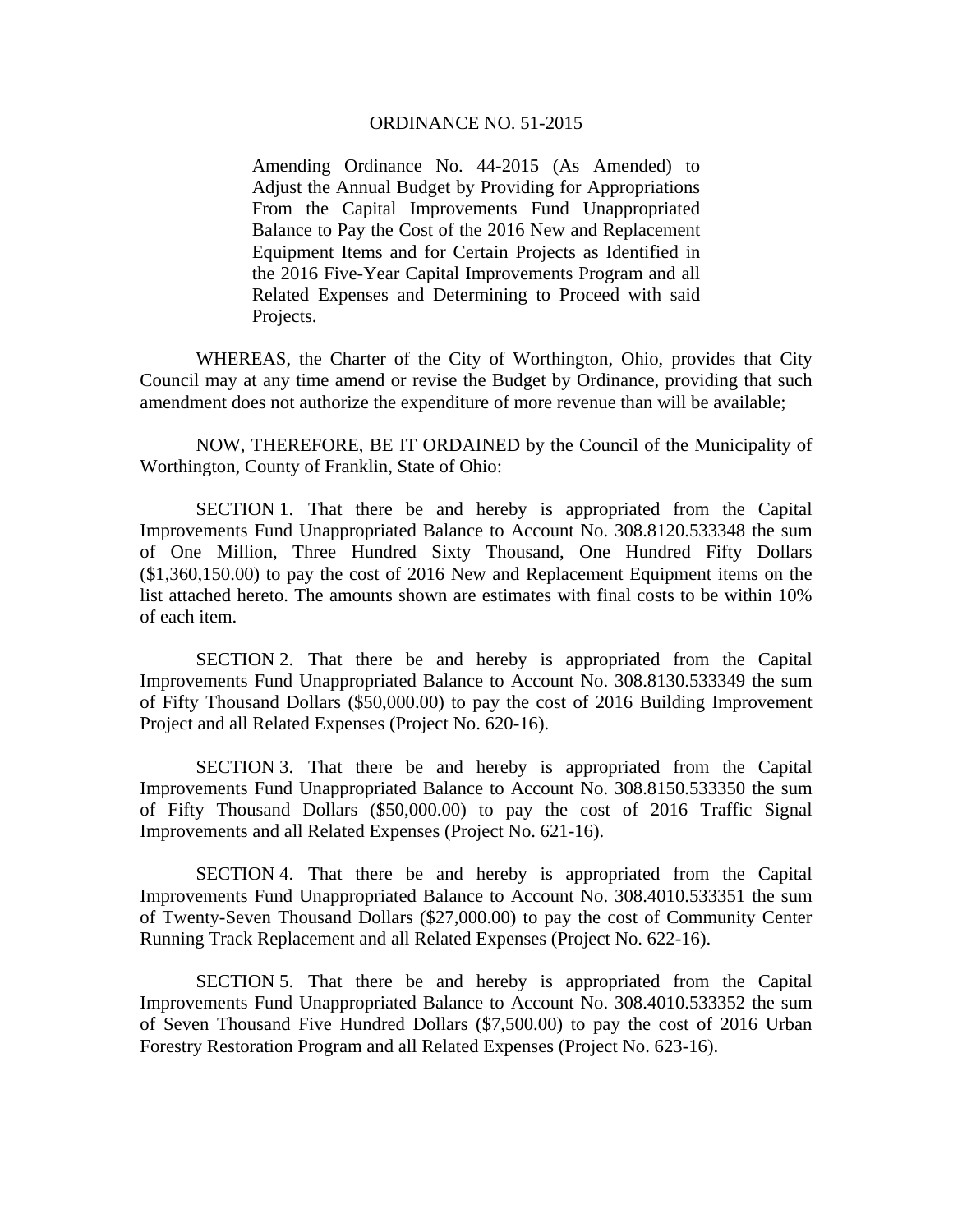# ORDINANCE NO. 51-2015

Amending Ordinance No. 44-2015 (As Amended) to Adjust the Annual Budget by Providing for Appropriations From the Capital Improvements Fund Unappropriated Balance to Pay the Cost of the 2016 New and Replacement Equipment Items and for Certain Projects as Identified in the 2016 Five-Year Capital Improvements Program and all Related Expenses and Determining to Proceed with said Projects.

WHEREAS, the Charter of the City of Worthington, Ohio, provides that City Council may at any time amend or revise the Budget by Ordinance, providing that such amendment does not authorize the expenditure of more revenue than will be available;

NOW, THEREFORE, BE IT ORDAINED by the Council of the Municipality of Worthington, County of Franklin, State of Ohio:

SECTION 1. That there be and hereby is appropriated from the Capital Improvements Fund Unappropriated Balance to Account No. 308.8120.533348 the sum of One Million, Three Hundred Sixty Thousand, One Hundred Fifty Dollars ($1,360,150.00) to pay the cost of 2016 New and Replacement Equipment items on the list attached hereto. The amounts shown are estimates with final costs to be within 10% of each item.

SECTION 2. That there be and hereby is appropriated from the Capital Improvements Fund Unappropriated Balance to Account No. 308.8130.533349 the sum of Fifty Thousand Dollars ($50,000.00) to pay the cost of 2016 Building Improvement Project and all Related Expenses (Project No. 620-16).

SECTION 3. That there be and hereby is appropriated from the Capital Improvements Fund Unappropriated Balance to Account No. 308.8150.533350 the sum of Fifty Thousand Dollars ($50,000.00) to pay the cost of 2016 Traffic Signal Improvements and all Related Expenses (Project No. 621-16).

SECTION 4. That there be and hereby is appropriated from the Capital Improvements Fund Unappropriated Balance to Account No. 308.4010.533351 the sum of Twenty-Seven Thousand Dollars ($27,000.00) to pay the cost of Community Center Running Track Replacement and all Related Expenses (Project No. 622-16).

SECTION 5. That there be and hereby is appropriated from the Capital Improvements Fund Unappropriated Balance to Account No. 308.4010.533352 the sum of Seven Thousand Five Hundred Dollars ($7,500.00) to pay the cost of 2016 Urban Forestry Restoration Program and all Related Expenses (Project No. 623-16).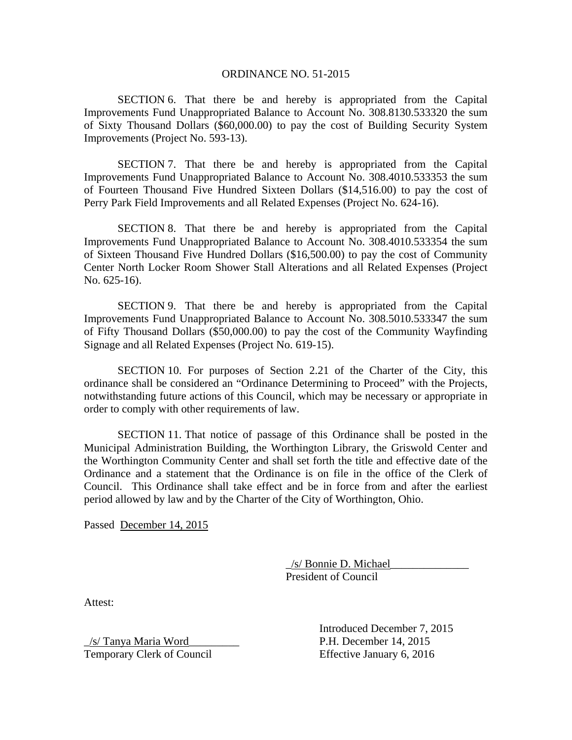ORDINANCE NO. 51-2015

SECTION 6. That there be and hereby is appropriated from the Capital Improvements Fund Unappropriated Balance to Account No. 308.8130.533320 the sum of Sixty Thousand Dollars ($60,000.00) to pay the cost of Building Security System Improvements (Project No. 593-13).

SECTION 7. That there be and hereby is appropriated from the Capital Improvements Fund Unappropriated Balance to Account No. 308.4010.533353 the sum of Fourteen Thousand Five Hundred Sixteen Dollars ($14,516.00) to pay the cost of Perry Park Field Improvements and all Related Expenses (Project No. 624-16).

SECTION 8. That there be and hereby is appropriated from the Capital Improvements Fund Unappropriated Balance to Account No. 308.4010.533354 the sum of Sixteen Thousand Five Hundred Dollars ($16,500.00) to pay the cost of Community Center North Locker Room Shower Stall Alterations and all Related Expenses (Project No. 625-16).

SECTION 9. That there be and hereby is appropriated from the Capital Improvements Fund Unappropriated Balance to Account No. 308.5010.533347 the sum of Fifty Thousand Dollars ($50,000.00) to pay the cost of the Community Wayfinding Signage and all Related Expenses (Project No. 619-15).

SECTION 10. For purposes of Section 2.21 of the Charter of the City, this ordinance shall be considered an "Ordinance Determining to Proceed" with the Projects, notwithstanding future actions of this Council, which may be necessary or appropriate in order to comply with other requirements of law.

SECTION 11. That notice of passage of this Ordinance shall be posted in the Municipal Administration Building, the Worthington Library, the Griswold Center and the Worthington Community Center and shall set forth the title and effective date of the Ordinance and a statement that the Ordinance is on file in the office of the Clerk of Council. This Ordinance shall take effect and be in force from and after the earliest period allowed by law and by the Charter of the City of Worthington, Ohio.

Passed December 14, 2015

/s/ Bonnie D. Michael
President of Council

Attest:

/s/ Tanya Maria Word
Temporary Clerk of Council

Introduced December 7, 2015
P.H. December 14, 2015
Effective January 6, 2016